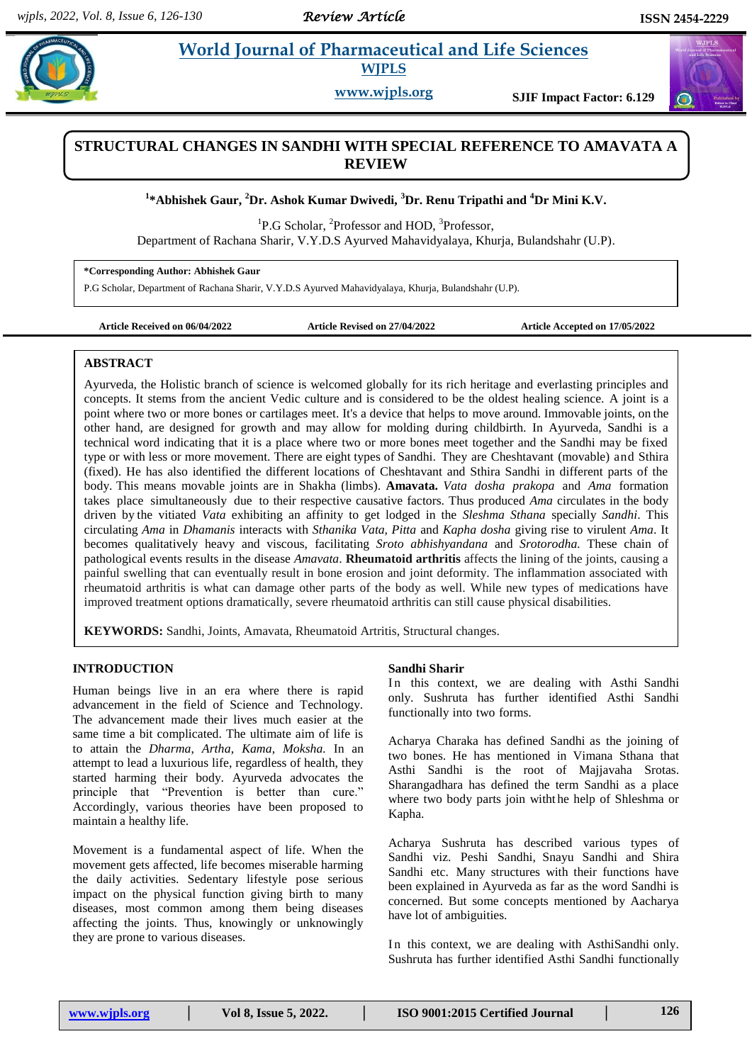# STRUCTURAL CHANGES IN SANDHI WITH SPECIAL REFERENCE TO AMAVATA A REVIEW

[1]*Abhishek Gaur, [2]Dr. Ashok Kumar Dwivedi, [3]Dr. Renu Tripathi and [4]Dr Mini K.V.

[1]P.G Scholar, [2]Professor and HOD, [3]Professor,
Department of Rachana Sharir, V.Y.D.S Ayurved Mahavidyalaya, Khurja, Bulandshahr (U.P).

**\*Corresponding Author: Abhishek Gaur**
P.G Scholar, Department of Rachana Sharir, V.Y.D.S Ayurved Mahavidyalaya, Khurja, Bulandshahr (U.P).

**Article Received on 06/04/2022** **Article Revised on 27/04/2022** **Article Accepted on 17/05/2022**

## ABSTRACT

Ayurveda, the Holistic branch of science is welcomed globally for its rich heritage and everlasting principles and concepts. It stems from the ancient Vedic culture and is considered to be the oldest healing science. A joint is a point where two or more bones or cartilages meet. It's a device that helps to move around. Immovable joints, on the other hand, are designed for growth and may allow for molding during childbirth. In Ayurveda, Sandhi is a technical word indicating that it is a place where two or more bones meet together and the Sandhi may be fixed type or with less or more movement. There are eight types of Sandhi. They are Cheshtavant (movable) and Sthira (fixed). He has also identified the different locations of Cheshtavant and Sthira Sandhi in different parts of the body. This means movable joints are in Shakha (limbs). **Amavata.** *Vata dosha prakopa* and *Ama* formation takes place simultaneously due to their respective causative factors. Thus produced *Ama* circulates in the body driven by the vitiated *Vata* exhibiting an affinity to get lodged in the *Sleshma Sthana* specially *Sandhi*. This circulating *Ama* in *Dhamanis* interacts with *Sthanika Vata, Pitta* and *Kapha dosha* giving rise to virulent *Ama*. It becomes qualitatively heavy and viscous, facilitating *Sroto abhishyandana* and *Srotorodha*. These chain of pathological events results in the disease *Amavata*. **Rheumatoid arthritis** affects the lining of the joints, causing a painful swelling that can eventually result in bone erosion and joint deformity. The inflammation associated with rheumatoid arthritis is what can damage other parts of the body as well. While new types of medications have improved treatment options dramatically, severe rheumatoid arthritis can still cause physical disabilities.

**KEYWORDS:** Sandhi, Joints, Amavata, Rheumatoid Artritis, Structural changes.

## INTRODUCTION

Human beings live in an era where there is rapid advancement in the field of Science and Technology. The advancement made their lives much easier at the same time a bit complicated. The ultimate aim of life is to attain the *Dharma, Artha, Kama, Moksha.* In an attempt to lead a luxurious life, regardless of health, they started harming their body. Ayurveda advocates the principle that "Prevention is better than cure." Accordingly, various theories have been proposed to maintain a healthy life.

Movement is a fundamental aspect of life. When the movement gets affected, life becomes miserable harming the daily activities. Sedentary lifestyle pose serious impact on the physical function giving birth to many diseases, most common among them being diseases affecting the joints. Thus, knowingly or unknowingly they are prone to various diseases.

### Sandhi Sharir

In this context, we are dealing with Asthi Sandhi only. Sushruta has further identified Asthi Sandhi functionally into two forms.

Acharya Charaka has defined Sandhi as the joining of two bones. He has mentioned in Vimana Sthana that Asthi Sandhi is the root of Majjavaha Srotas. Sharangadhara has defined the term Sandhi as a place where two body parts join with the help of Shleshma or Kapha.

Acharya Sushruta has described various types of Sandhi viz. Peshi Sandhi, Snayu Sandhi and Shira Sandhi etc. Many structures with their functions have been explained in Ayurveda as far as the word Sandhi is concerned. But some concepts mentioned by Aacharya have lot of ambiguities.

In this context, we are dealing with AsthiSandhi only. Sushruta has further identified Asthi Sandhi functionally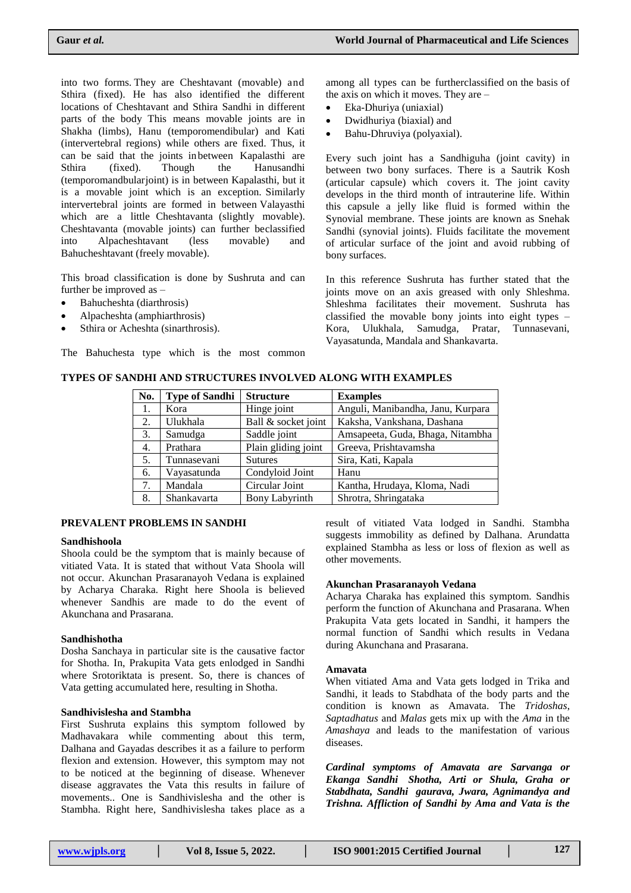into two forms. They are Cheshtavant (movable) and Sthira (fixed). He has also identified the different locations of Cheshtavant and Sthira Sandhi in different parts of the body This means movable joints are in Shakha (limbs), Hanu (temporomendibular) and Kati (intervertebral regions) while others are fixed. Thus, it can be said that the joints inbetween Kapalasthi are Sthira (fixed). Though the Hanusandhi (temporomandbularjoint) is in between Kapalasthi, but it is a movable joint which is an exception. Similarly intervertebral joints are formed in between Valayasthi which are a little Cheshtavanta (slightly movable). Cheshtavanta (movable joints) can further beclassified into Alpacheshtavant (less movable) and Bahucheshtavant (freely movable).

This broad classification is done by Sushruta and can further be improved as –

- Bahucheshta (diarthrosis)
- Alpacheshta (amphiarthrosis)
- Sthira or Acheshta (sinarthrosis).

The Bahuchesta type which is the most common among all types can be furtherclassified on the basis of the axis on which it moves. They are –

- Eka-Dhuriya (uniaxial)
- Dwidhuriya (biaxial) and
- Bahu-Dhruviya (polyaxial).

Every such joint has a Sandhiguha (joint cavity) in between two bony surfaces. There is a Sautrik Kosh (articular capsule) which covers it. The joint cavity develops in the third month of intrauterine life. Within this capsule a jelly like fluid is formed within the Synovial membrane. These joints are known as Snehak Sandhi (synovial joints). Fluids facilitate the movement of articular surface of the joint and avoid rubbing of bony surfaces.

In this reference Sushruta has further stated that the joints move on an axis greased with only Shleshma. Shleshma facilitates their movement. Sushruta has classified the movable bony joints into eight types – Kora, Ulukhala, Samudga, Pratar, Tunnasevani, Vayasatunda, Mandala and Shankavarta.

**TYPES OF SANDHI AND STRUCTURES INVOLVED ALONG WITH EXAMPLES**

| No. | Type of Sandhi | Structure | Examples |
|---|---|---|---|
| 1. | Kora | Hinge joint | Anguli, Manibandha, Janu, Kurpara |
| 2. | Ulukhala | Ball & socket joint | Kaksha, Vankshana, Dashana |
| 3. | Samudga | Saddle joint | Amsapeeta, Guda, Bhaga, Nitambha |
| 4. | Prathara | Plain gliding joint | Greeva, Prishtavamsha |
| 5. | Tunnasevani | Sutures | Sira, Kati, Kapala |
| 6. | Vayasatunda | Condyloid Joint | Hanu |
| 7. | Mandala | Circular Joint | Kantha, Hrudaya, Kloma, Nadi |
| 8. | Shankavarta | Bony Labyrinth | Shrotra, Shringataka |

## PREVALENT PROBLEMS IN SANDHI

### Sandhishoola

Shoola could be the symptom that is mainly because of vitiated Vata. It is stated that without Vata Shoola will not occur. Akunchan Prasaranayoh Vedana is explained by Acharya Charaka. Right here Shoola is believed whenever Sandhis are made to do the event of Akunchana and Prasarana.

### Sandhishotha

Dosha Sanchaya in particular site is the causative factor for Shotha. In, Prakupita Vata gets enlodged in Sandhi where Srotoriktata is present. So, there is chances of Vata getting accumulated here, resulting in Shotha.

### Sandhivislesha and Stambha

First Sushruta explains this symptom followed by Madhavakara while commenting about this term, Dalhana and Gayadas describes it as a failure to perform flexion and extension. However, this symptom may not to be noticed at the beginning of disease. Whenever disease aggravates the Vata this results in failure of movements.. One is Sandhivislesha and the other is Stambha. Right here, Sandhivislesha takes place as a result of vitiated Vata lodged in Sandhi. Stambha suggests immobility as defined by Dalhana. Arundatta explained Stambha as less or loss of flexion as well as other movements.

### Akunchan Prasaranayoh Vedana

Acharya Charaka has explained this symptom. Sandhis perform the function of Akunchana and Prasarana. When Prakupita Vata gets located in Sandhi, it hampers the normal function of Sandhi which results in Vedana during Akunchana and Prasarana.

### Amavata

When vitiated Ama and Vata gets lodged in Trika and Sandhi, it leads to Stabdhata of the body parts and the condition is known as Amavata. The *Tridoshas*, *Saptadhatus* and *Malas* gets mix up with the *Ama* in the *Amashaya* and leads to the manifestation of various diseases.

***Cardinal symptoms of Amavata are Sarvanga or Ekanga Sandhi Shotha, Arti or Shula, Graha or Stabdhata, Sandhi gaurava, Jwara, Agnimandya and Trishna. Affliction of Sandhi by Ama and Vata is the***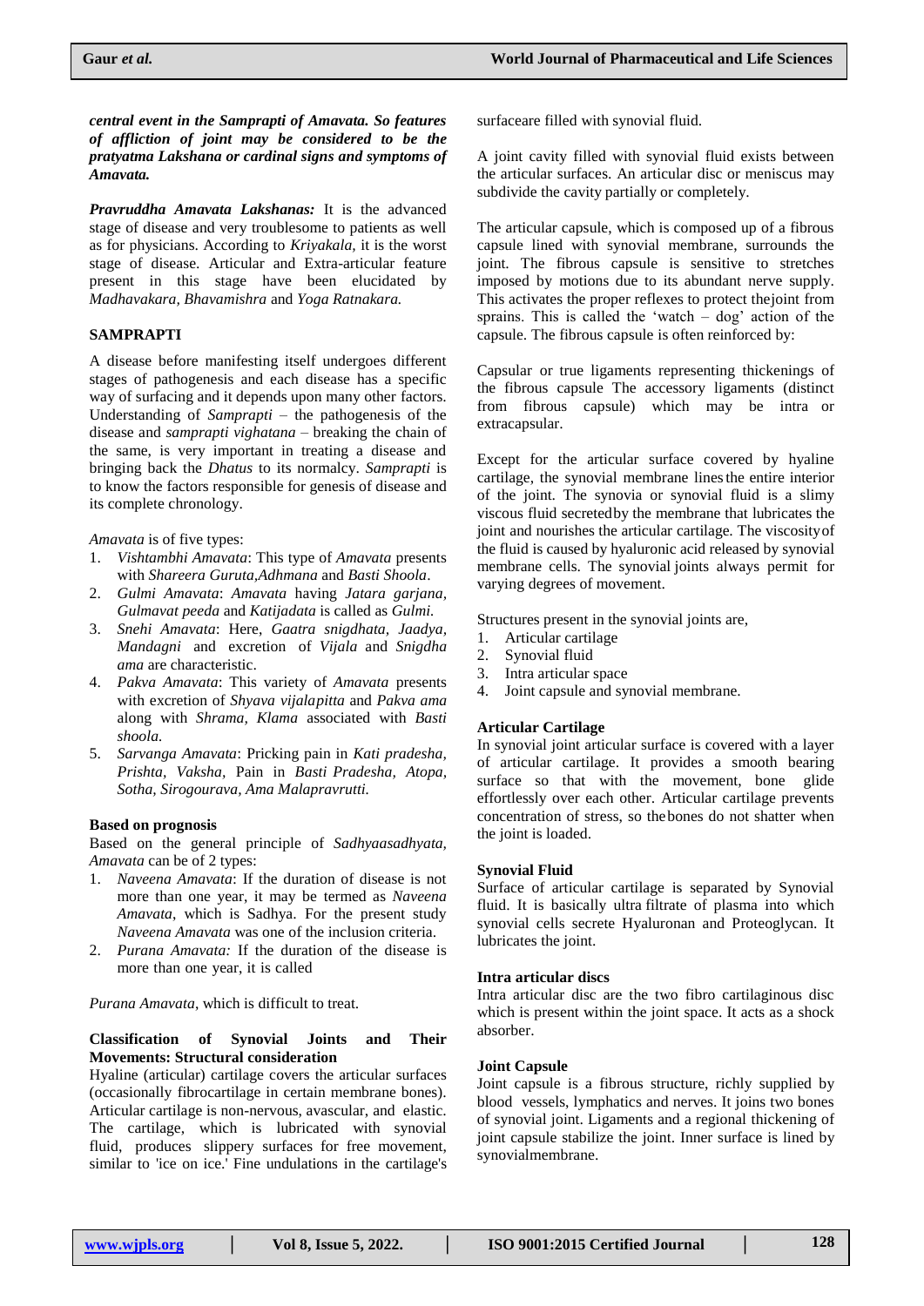***central event in the Samprapti of Amavata. So features of affliction of joint may be considered to be the pratyatma Lakshana or cardinal signs and symptoms of Amavata.***

***Pravruddha Amavata Lakshanas:*** It is the advanced stage of disease and very troublesome to patients as well as for physicians. According to *Kriyakala,* it is the worst stage of disease. Articular and Extra-articular feature present in this stage have been elucidated by *Madhavakara, Bhavamishra* and *Yoga Ratnakara.*

## SAMPRAPTI

A disease before manifesting itself undergoes different stages of pathogenesis and each disease has a specific way of surfacing and it depends upon many other factors. Understanding of *Samprapti* – the pathogenesis of the disease and *samprapti vighatana* – breaking the chain of the same, is very important in treating a disease and bringing back the *Dhatus* to its normalcy. *Samprapti* is to know the factors responsible for genesis of disease and its complete chronology.

*Amavata* is of five types:

1. *Vishtambhi Amavata*: This type of *Amavata* presents with *Shareera Guruta,Adhmana* and *Basti Shoola*.
2. *Gulmi Amavata*: *Amavata* having *Jatara garjana, Gulmavat peeda* and *Katijadata* is called as *Gulmi.*
3. *Snehi Amavata*: Here, *Gaatra snigdhata, Jaadya, Mandagni* and excretion of *Vijala* and *Snigdha ama* are characteristic.
4. *Pakva Amavata*: This variety of *Amavata* presents with excretion of *Shyava vijalapitta* and *Pakva ama* along with *Shrama, Klama* associated with *Basti shoola.*
5. *Sarvanga Amavata*: Pricking pain in *Kati pradesha, Prishta, Vaksha,* Pain in *Basti Pradesha, Atopa, Sotha, Sirogourava, Ama Malapravrutti.*

### Based on prognosis

Based on the general principle of *Sadhyaasadhyata, Amavata* can be of 2 types:

1. *Naveena Amavata*: If the duration of disease is not more than one year, it may be termed as *Naveena Amavata*, which is Sadhya. For the present study *Naveena Amavata* was one of the inclusion criteria.
2. *Purana Amavata:* If the duration of the disease is more than one year, it is called

*Purana Amavata*, which is difficult to treat.

### Classification of Synovial Joints and Their Movements: Structural consideration

Hyaline (articular) cartilage covers the articular surfaces (occasionally fibrocartilage in certain membrane bones). Articular cartilage is non-nervous, avascular, and elastic. The cartilage, which is lubricated with synovial fluid, produces slippery surfaces for free movement, similar to 'ice on ice.' Fine undulations in the cartilage's surfaceare filled with synovial fluid.

A joint cavity filled with synovial fluid exists between the articular surfaces. An articular disc or meniscus may subdivide the cavity partially or completely.

The articular capsule, which is composed up of a fibrous capsule lined with synovial membrane, surrounds the joint. The fibrous capsule is sensitive to stretches imposed by motions due to its abundant nerve supply. This activates the proper reflexes to protect thejoint from sprains. This is called the 'watch – dog' action of the capsule. The fibrous capsule is often reinforced by:

Capsular or true ligaments representing thickenings of the fibrous capsule The accessory ligaments (distinct from fibrous capsule) which may be intra or extracapsular.

Except for the articular surface covered by hyaline cartilage, the synovial membrane lines the entire interior of the joint. The synovia or synovial fluid is a slimy viscous fluid secretedby the membrane that lubricates the joint and nourishes the articular cartilage. The viscosityof the fluid is caused by hyaluronic acid released by synovial membrane cells. The synovial joints always permit for varying degrees of movement.

Structures present in the synovial joints are,

1. Articular cartilage
2. Synovial fluid
3. Intra articular space
4. Joint capsule and synovial membrane.

### Articular Cartilage

In synovial joint articular surface is covered with a layer of articular cartilage. It provides a smooth bearing surface so that with the movement, bone glide effortlessly over each other. Articular cartilage prevents concentration of stress, so thebones do not shatter when the joint is loaded.

### Synovial Fluid

Surface of articular cartilage is separated by Synovial fluid. It is basically ultra filtrate of plasma into which synovial cells secrete Hyaluronan and Proteoglycan. It lubricates the joint.

### Intra articular discs

Intra articular disc are the two fibro cartilaginous disc which is present within the joint space. It acts as a shock absorber.

### Joint Capsule

Joint capsule is a fibrous structure, richly supplied by blood vessels, lymphatics and nerves. It joins two bones of synovial joint. Ligaments and a regional thickening of joint capsule stabilize the joint. Inner surface is lined by synovialmembrane.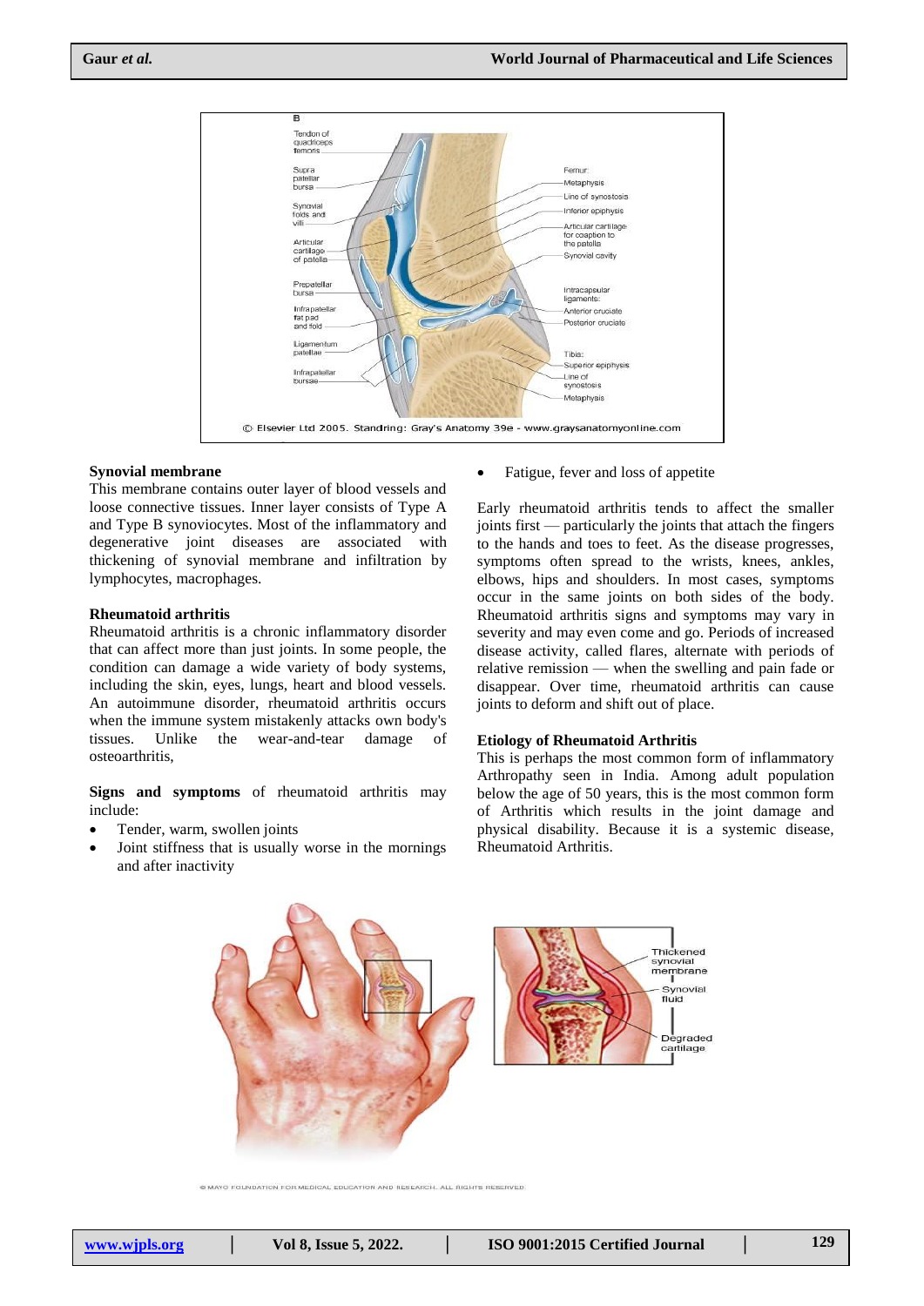### Synovial membrane

This membrane contains outer layer of blood vessels and loose connective tissues. Inner layer consists of Type A and Type B synoviocytes. Most of the inflammatory and degenerative joint diseases are associated with thickening of synovial membrane and infiltration by lymphocytes, macrophages.

### Rheumatoid arthritis

Rheumatoid arthritis is a chronic inflammatory disorder that can affect more than just joints. In some people, the condition can damage a wide variety of body systems, including the skin, eyes, lungs, heart and blood vessels. An autoimmune disorder, rheumatoid arthritis occurs when the immune system mistakenly attacks own body's tissues. Unlike the wear-and-tear damage of osteoarthritis,

**Signs and symptoms** of rheumatoid arthritis may include:

- Tender, warm, swollen joints
- Joint stiffness that is usually worse in the mornings and after inactivity
- Fatigue, fever and loss of appetite

Early rheumatoid arthritis tends to affect the smaller joints first — particularly the joints that attach the fingers to the hands and toes to feet. As the disease progresses, symptoms often spread to the wrists, knees, ankles, elbows, hips and shoulders. In most cases, symptoms occur in the same joints on both sides of the body. Rheumatoid arthritis signs and symptoms may vary in severity and may even come and go. Periods of increased disease activity, called flares, alternate with periods of relative remission — when the swelling and pain fade or disappear. Over time, rheumatoid arthritis can cause joints to deform and shift out of place.

### Etiology of Rheumatoid Arthritis

This is perhaps the most common form of inflammatory Arthropathy seen in India. Among adult population below the age of 50 years, this is the most common form of Arthritis which results in the joint damage and physical disability. Because it is a systemic disease, Rheumatoid Arthritis.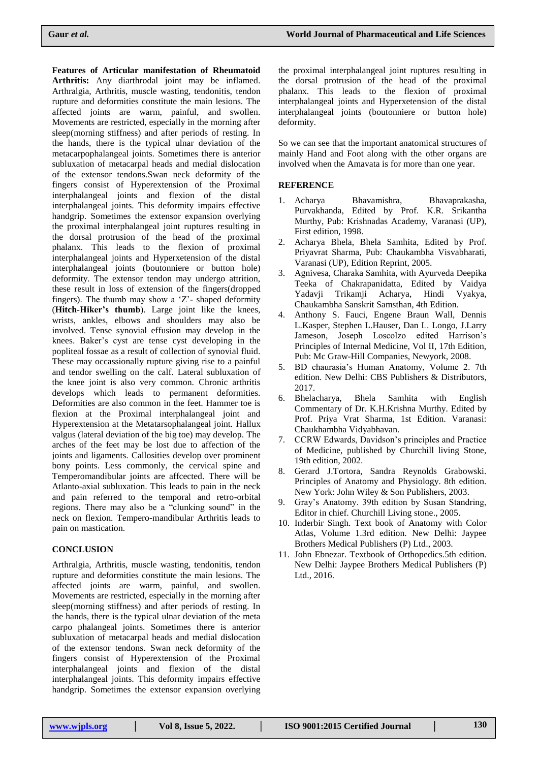**Features of Articular manifestation of Rheumatoid Arthritis:** Any diarthrodal joint may be inflamed. Arthralgia, Arthritis, muscle wasting, tendonitis, tendon rupture and deformities constitute the main lesions. The affected joints are warm, painful, and swollen. Movements are restricted, especially in the morning after sleep(morning stiffness) and after periods of resting. In the hands, there is the typical ulnar deviation of the metacarpophalangeal joints. Sometimes there is anterior subluxation of metacarpal heads and medial dislocation of the extensor tendons.Swan neck deformity of the fingers consist of Hyperextension of the Proximal interphalangeal joints and flexion of the distal interphalangeal joints. This deformity impairs effective handgrip. Sometimes the extensor expansion overlying the proximal interphalangeal joint ruptures resulting in the dorsal protrusion of the head of the proximal phalanx. This leads to the flexion of proximal interphalangeal joints and Hyperxetension of the distal interphalangeal joints (boutonniere or button hole) deformity. The extensor tendon may undergo attrition, these result in loss of extension of the fingers(dropped fingers). The thumb may show a 'Z'- shaped deformity (**Hitch-Hiker's thumb**). Large joint like the knees, wrists, ankles, elbows and shoulders may also be involved. Tense synovial effusion may develop in the knees. Baker's cyst are tense cyst developing in the popliteal fossae as a result of collection of synovial fluid. These may occassionally rupture giving rise to a painful and tendor swelling on the calf. Lateral subluxation of the knee joint is also very common. Chronic arthritis develops which leads to permanent deformities. Deformities are also common in the feet. Hammer toe is flexion at the Proximal interphalangeal joint and Hyperextension at the Metatarsophalangeal joint. Hallux valgus (lateral deviation of the big toe) may develop. The arches of the feet may be lost due to affection of the joints and ligaments. Callosities develop over prominent bony points. Less commonly, the cervical spine and Temperomandibular joints are affcected. There will be Atlanto-axial subluxation. This leads to pain in the neck and pain referred to the temporal and retro-orbital regions. There may also be a "clunking sound" in the neck on flexion. Tempero-mandibular Arthritis leads to pain on mastication.

## CONCLUSION

Arthralgia, Arthritis, muscle wasting, tendonitis, tendon rupture and deformities constitute the main lesions. The affected joints are warm, painful, and swollen. Movements are restricted, especially in the morning after sleep(morning stiffness) and after periods of resting. In the hands, there is the typical ulnar deviation of the meta carpo phalangeal joints. Sometimes there is anterior subluxation of metacarpal heads and medial dislocation of the extensor tendons. Swan neck deformity of the fingers consist of Hyperextension of the Proximal interphalangeal joints and flexion of the distal interphalangeal joints. This deformity impairs effective handgrip. Sometimes the extensor expansion overlying the proximal interphalangeal joint ruptures resulting in the dorsal protrusion of the head of the proximal phalanx. This leads to the flexion of proximal interphalangeal joints and Hyperxetension of the distal interphalangeal joints (boutonniere or button hole) deformity.

So we can see that the important anatomical structures of mainly Hand and Foot along with the other organs are involved when the Amavata is for more than one year.

## REFERENCE

1. Acharya Bhavamishra, Bhavaprakasha, Purvakhanda, Edited by Prof. K.R. Srikantha Murthy, Pub: Krishnadas Academy, Varanasi (UP), First edition, 1998.
2. Acharya Bhela, Bhela Samhita, Edited by Prof. Priyavrat Sharma, Pub: Chaukambha Visvabharati, Varanasi (UP), Edition Reprint, 2005.
3. Agnivesa, Charaka Samhita, with Ayurveda Deepika Teeka of Chakrapanidatta, Edited by Vaidya Yadavji Trikamji Acharya, Hindi Vyakya, Chaukambha Sanskrit Samsthan, 4th Edition.
4. Anthony S. Fauci, Engene Braun Wall, Dennis L.Kasper, Stephen L.Hauser, Dan L. Longo, J.Larry Jameson, Joseph Loscolzo edited Harrison's Principles of Internal Medicine, Vol II, 17th Edition, Pub: Mc Graw-Hill Companies, Newyork, 2008.
5. BD chaurasia's Human Anatomy, Volume 2. 7th edition. New Delhi: CBS Publishers & Distributors, 2017.
6. Bhelacharya, Bhela Samhita with English Commentary of Dr. K.H.Krishna Murthy. Edited by Prof. Priya Vrat Sharma, 1st Edition. Varanasi: Chaukhambha Vidyabhavan.
7. CCRW Edwards, Davidson's principles and Practice of Medicine, published by Churchill living Stone, 19th edition, 2002.
8. Gerard J.Tortora, Sandra Reynolds Grabowski. Principles of Anatomy and Physiology. 8th edition. New York: John Wiley & Son Publishers, 2003.
9. Gray's Anatomy. 39th edition by Susan Standring, Editor in chief. Churchill Living stone., 2005.
10. Inderbir Singh. Text book of Anatomy with Color Atlas, Volume 1.3rd edition. New Delhi: Jaypee Brothers Medical Publishers (P) Ltd., 2003.
11. John Ebnezar. Textbook of Orthopedics.5th edition. New Delhi: Jaypee Brothers Medical Publishers (P) Ltd., 2016.